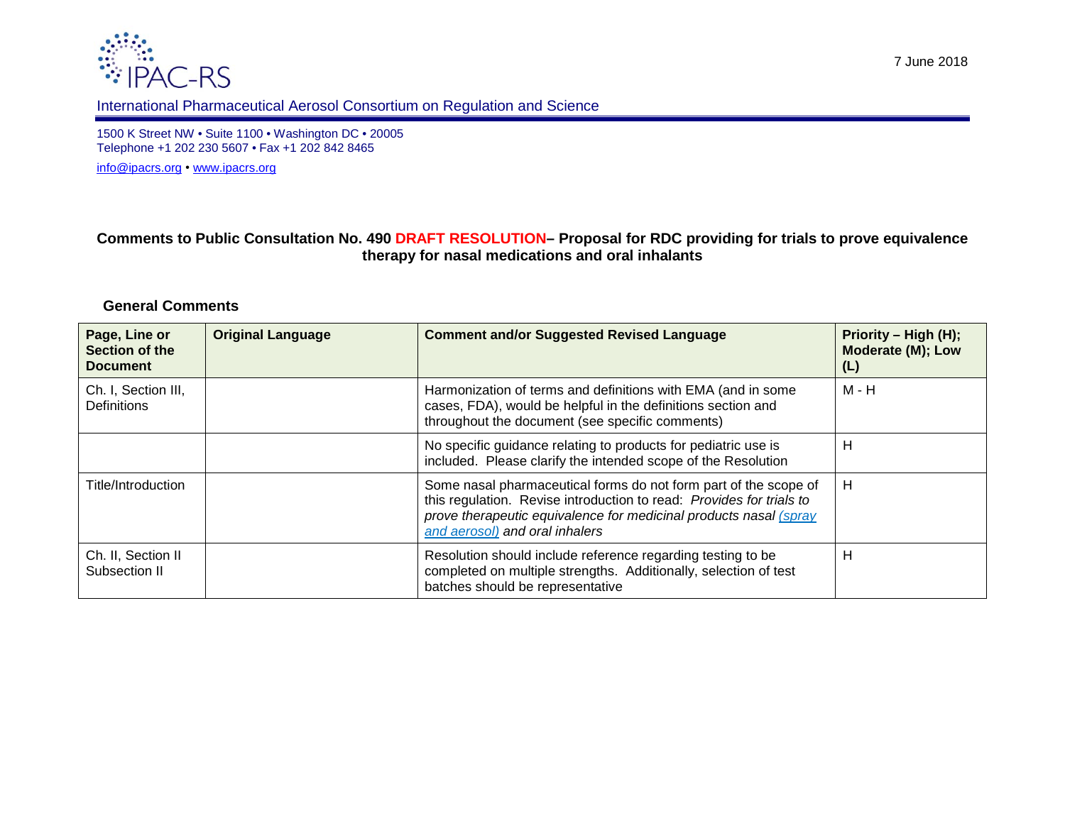IPAC-RS

7 June 2018

International Pharmaceutical Aerosol Consortium on Regulation and Science

1500 K Street NW • Suite 1100 • Washington DC • 20005
Telephone +1 202 230 5607 • Fax +1 202 842 8465

info@ipacrs.org • www.ipacrs.org

**Comments to Public Consultation No. 490 DRAFT RESOLUTION– Proposal for RDC providing for trials to prove equivalence therapy for nasal medications and oral inhalants**

**General Comments**

| Page, Line or Section of the Document | Original Language | Comment and/or Suggested Revised Language | Priority – High (H); Moderate (M); Low (L) |
|---|---|---|---|
| Ch. I, Section III, Definitions | | Harmonization of terms and definitions with EMA (and in some cases, FDA), would be helpful in the definitions section and throughout the document (see specific comments) | M - H |
| | | No specific guidance relating to products for pediatric use is included. Please clarify the intended scope of the Resolution | H |
| Title/Introduction | | Some nasal pharmaceutical forms do not form part of the scope of this regulation. Revise introduction to read: *Provides for trials to prove therapeutic equivalence for medicinal products nasal (spray and aerosol) and oral inhalers* | H |
| Ch. II, Section II Subsection II | | Resolution should include reference regarding testing to be completed on multiple strengths. Additionally, selection of test batches should be representative | H |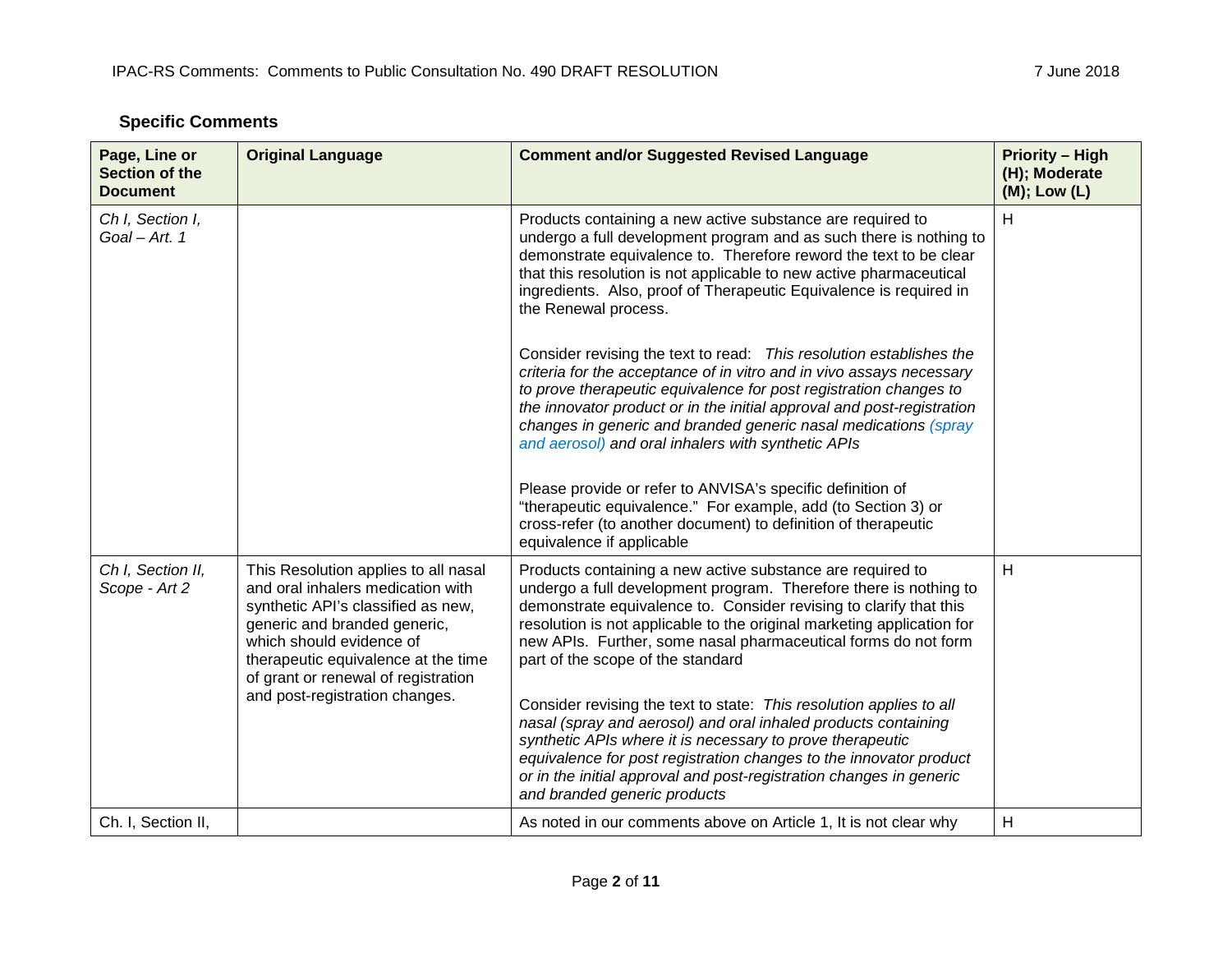## Specific Comments

| Page, Line or Section of the Document | Original Language | Comment and/or Suggested Revised Language | Priority – High (H); Moderate (M); Low (L) |
|---|---|---|---|
| *Ch I, Section I, Goal – Art. 1* | | Products containing a new active substance are required to undergo a full development program and as such there is nothing to demonstrate equivalence to. Therefore reword the text to be clear that this resolution is not applicable to new active pharmaceutical ingredients. Also, proof of Therapeutic Equivalence is required in the Renewal process.<br><br>Consider revising the text to read: *This resolution establishes the criteria for the acceptance of in vitro and in vivo assays necessary to prove therapeutic equivalence for post registration changes to the innovator product or in the initial approval and post-registration changes in generic and branded generic nasal medications (spray and aerosol) and oral inhalers with synthetic APIs*<br><br>Please provide or refer to ANVISA's specific definition of "therapeutic equivalence." For example, add (to Section 3) or cross-refer (to another document) to definition of therapeutic equivalence if applicable | H |
| *Ch I, Section II, Scope - Art 2* | This Resolution applies to all nasal and oral inhalers medication with synthetic API's classified as new, generic and branded generic, which should evidence of therapeutic equivalence at the time of grant or renewal of registration and post-registration changes. | Products containing a new active substance are required to undergo a full development program. Therefore there is nothing to demonstrate equivalence to. Consider revising to clarify that this resolution is not applicable to the original marketing application for new APIs. Further, some nasal pharmaceutical forms do not form part of the scope of the standard<br><br>Consider revising the text to state: *This resolution applies to all nasal (spray and aerosol) and oral inhaled products containing synthetic APIs where it is necessary to prove therapeutic equivalence for post registration changes to the innovator product or in the initial approval and post-registration changes in generic and branded generic products* | H |
| Ch. I, Section II, | | As noted in our comments above on Article 1, It is not clear why | H |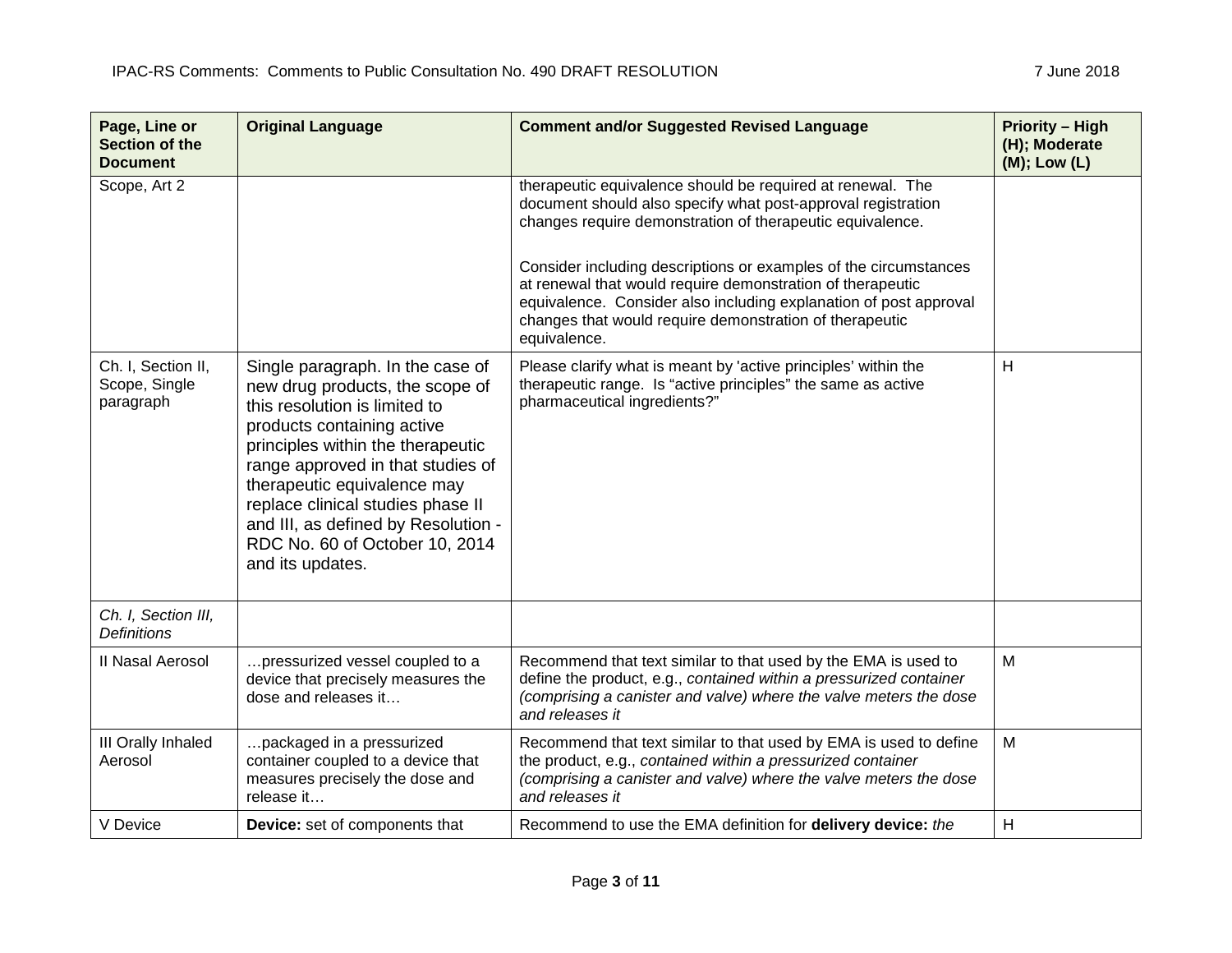| Page, Line or Section of the Document | Original Language | Comment and/or Suggested Revised Language | Priority – High (H); Moderate (M); Low (L) |
|---|---|---|---|
| Scope, Art 2 | | therapeutic equivalence should be required at renewal. The document should also specify what post-approval registration changes require demonstration of therapeutic equivalence.<br><br>Consider including descriptions or examples of the circumstances at renewal that would require demonstration of therapeutic equivalence. Consider also including explanation of post approval changes that would require demonstration of therapeutic equivalence. | |
| Ch. I, Section II, Scope, Single paragraph | Single paragraph. In the case of new drug products, the scope of this resolution is limited to products containing active principles within the therapeutic range approved in that studies of therapeutic equivalence may replace clinical studies phase II and III, as defined by Resolution - RDC No. 60 of October 10, 2014 and its updates. | Please clarify what is meant by 'active principles' within the therapeutic range. Is "active principles" the same as active pharmaceutical ingredients?" | H |
| *Ch. I, Section III, Definitions* | | | |
| II Nasal Aerosol | …pressurized vessel coupled to a device that precisely measures the dose and releases it… | Recommend that text similar to that used by the EMA is used to define the product, e.g., *contained within a pressurized container (comprising a canister and valve) where the valve meters the dose and releases it* | M |
| III Orally Inhaled Aerosol | …packaged in a pressurized container coupled to a device that measures precisely the dose and release it… | Recommend that text similar to that used by EMA is used to define the product, e.g., *contained within a pressurized container (comprising a canister and valve) where the valve meters the dose and releases it* | M |
| V Device | **Device:** set of components that | Recommend to use the EMA definition for **delivery device:** *the* | H |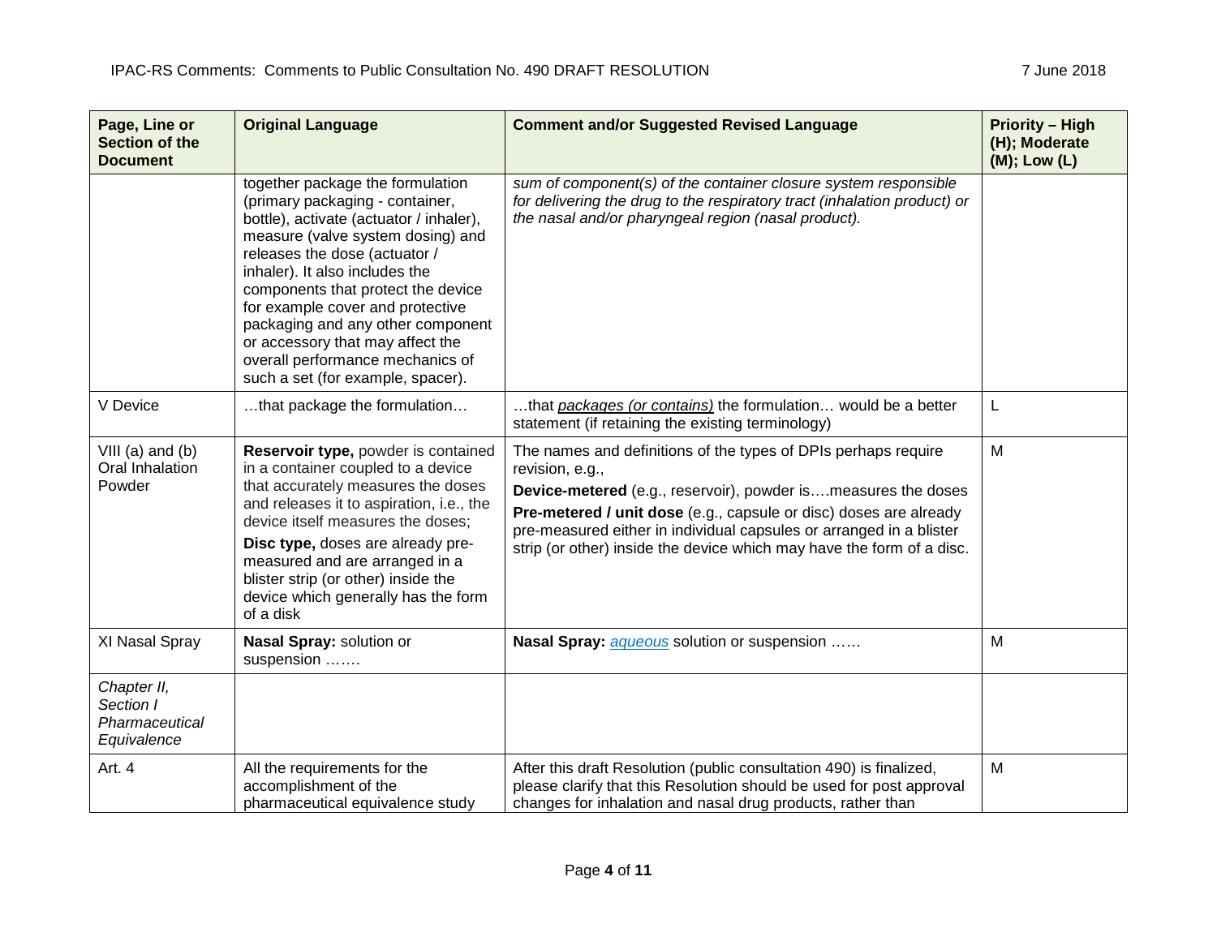| Page, Line or Section of the Document | Original Language | Comment and/or Suggested Revised Language | Priority – High (H); Moderate (M); Low (L) |
|---|---|---|---|
| | together package the formulation (primary packaging - container, bottle), activate (actuator / inhaler), measure (valve system dosing) and releases the dose (actuator / inhaler). It also includes the components that protect the device for example cover and protective packaging and any other component or accessory that may affect the overall performance mechanics of such a set (for example, spacer). | *sum of component(s) of the container closure system responsible for delivering the drug to the respiratory tract (inhalation product) or the nasal and/or pharyngeal region (nasal product).* | |
| V Device | …that package the formulation… | …that *packages (or contains)* the formulation… would be a better statement (if retaining the existing terminology) | L |
| VIII (a) and (b) Oral Inhalation Powder | **Reservoir type,** powder is contained in a container coupled to a device that accurately measures the doses and releases it to aspiration, i.e., the device itself measures the doses; **Disc type,** doses are already pre-measured and are arranged in a blister strip (or other) inside the device which generally has the form of a disk | The names and definitions of the types of DPIs perhaps require revision, e.g., **Device-metered** (e.g., reservoir), powder is….measures the doses **Pre-metered / unit dose** (e.g., capsule or disc) doses are already pre-measured either in individual capsules or arranged in a blister strip (or other) inside the device which may have the form of a disc. | M |
| XI Nasal Spray | **Nasal Spray:** solution or suspension ……. | **Nasal Spray:** *aqueous* solution or suspension …… | M |
| *Chapter II, Section I Pharmaceutical Equivalence* | | | |
| Art. 4 | All the requirements for the accomplishment of the pharmaceutical equivalence study | After this draft Resolution (public consultation 490) is finalized, please clarify that this Resolution should be used for post approval changes for inhalation and nasal drug products, rather than | M |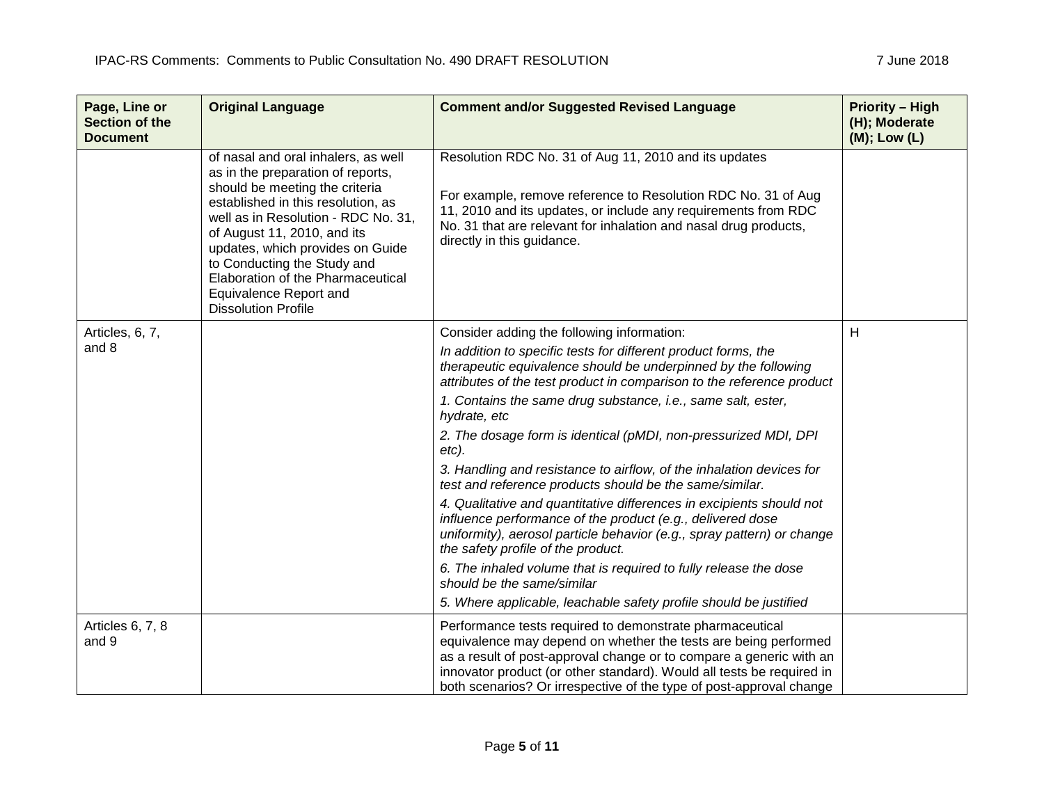| Page, Line or Section of the Document | Original Language | Comment and/or Suggested Revised Language | Priority – High (H); Moderate (M); Low (L) |
|---|---|---|---|
| | of nasal and oral inhalers, as well as in the preparation of reports, should be meeting the criteria established in this resolution, as well as in Resolution - RDC No. 31, of August 11, 2010, and its updates, which provides on Guide to Conducting the Study and Elaboration of the Pharmaceutical Equivalence Report and Dissolution Profile | Resolution RDC No. 31 of Aug 11, 2010 and its updates<br><br>For example, remove reference to Resolution RDC No. 31 of Aug 11, 2010 and its updates, or include any requirements from RDC No. 31 that are relevant for inhalation and nasal drug products, directly in this guidance. | |
| Articles, 6, 7, and 8 | | Consider adding the following information:<br>*In addition to specific tests for different product forms, the therapeutic equivalence should be underpinned by the following attributes of the test product in comparison to the reference product*<br>*1. Contains the same drug substance, i.e., same salt, ester, hydrate, etc*<br>*2. The dosage form is identical (pMDI, non-pressurized MDI, DPI etc).*<br>*3. Handling and resistance to airflow, of the inhalation devices for test and reference products should be the same/similar.*<br>*4. Qualitative and quantitative differences in excipients should not influence performance of the product (e.g., delivered dose uniformity), aerosol particle behavior (e.g., spray pattern) or change the safety profile of the product.*<br>*6. The inhaled volume that is required to fully release the dose should be the same/similar*<br>*5. Where applicable, leachable safety profile should be justified* | H |
| Articles 6, 7, 8 and 9 | | Performance tests required to demonstrate pharmaceutical equivalence may depend on whether the tests are being performed as a result of post-approval change or to compare a generic with an innovator product (or other standard). Would all tests be required in both scenarios? Or irrespective of the type of post-approval change | |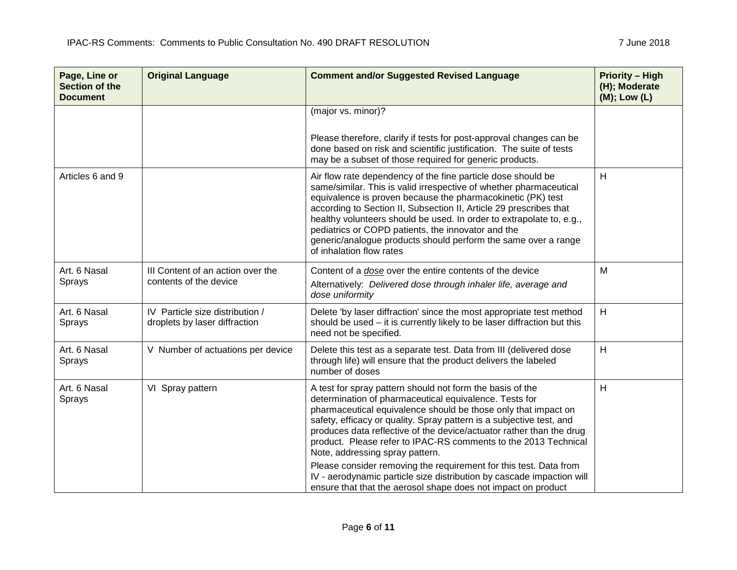| Page, Line or Section of the Document | Original Language | Comment and/or Suggested Revised Language | Priority – High (H); Moderate (M); Low (L) |
|---|---|---|---|
| | | (major vs. minor)?<br><br>Please therefore, clarify if tests for post-approval changes can be done based on risk and scientific justification. The suite of tests may be a subset of those required for generic products. | |
| Articles 6 and 9 | | Air flow rate dependency of the fine particle dose should be same/similar. This is valid irrespective of whether pharmaceutical equivalence is proven because the pharmacokinetic (PK) test according to Section II, Subsection II, Article 29 prescribes that healthy volunteers should be used. In order to extrapolate to, e.g., pediatrics or COPD patients, the innovator and the generic/analogue products should perform the same over a range of inhalation flow rates | H |
| Art. 6 Nasal Sprays | III Content of an action over the contents of the device | Content of a <u>*dose*</u> over the entire contents of the device<br>Alternatively: *Delivered dose through inhaler life, average and dose uniformity* | M |
| Art. 6 Nasal Sprays | IV Particle size distribution / droplets by laser diffraction | Delete 'by laser diffraction' since the most appropriate test method should be used – it is currently likely to be laser diffraction but this need not be specified. | H |
| Art. 6 Nasal Sprays | V Number of actuations per device | Delete this test as a separate test. Data from III (delivered dose through life) will ensure that the product delivers the labeled number of doses | H |
| Art. 6 Nasal Sprays | VI Spray pattern | A test for spray pattern should not form the basis of the determination of pharmaceutical equivalence. Tests for pharmaceutical equivalence should be those only that impact on safety, efficacy or quality. Spray pattern is a subjective test, and produces data reflective of the device/actuator rather than the drug product. Please refer to IPAC-RS comments to the 2013 Technical Note, addressing spray pattern.<br>Please consider removing the requirement for this test. Data from IV - aerodynamic particle size distribution by cascade impaction will ensure that that the aerosol shape does not impact on product | H |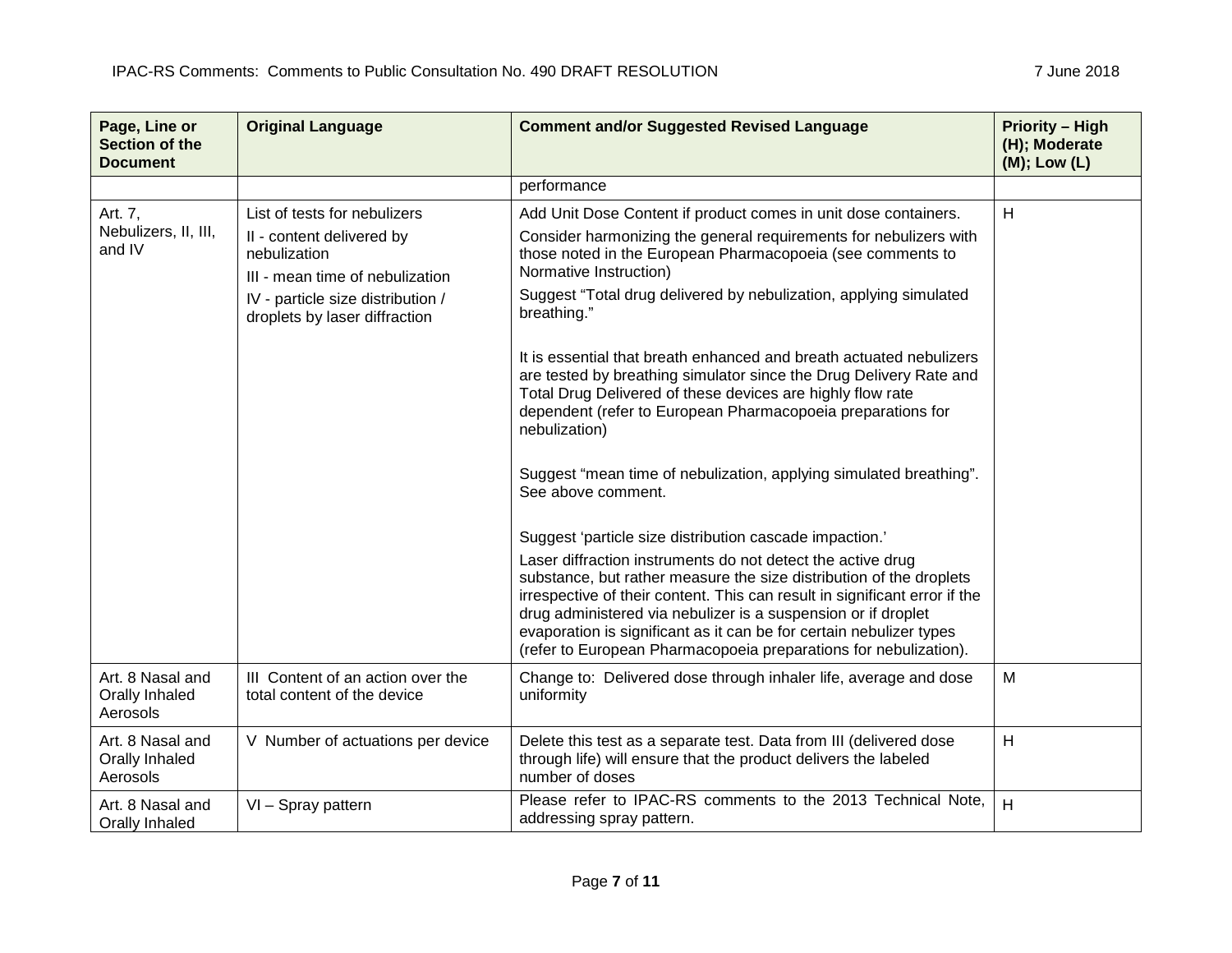| Page, Line or Section of the Document | Original Language | Comment and/or Suggested Revised Language | Priority – High (H); Moderate (M); Low (L) |
|---|---|---|---|
| | | performance | |
| Art. 7, Nebulizers, II, III, and IV | List of tests for nebulizers<br>II - content delivered by nebulization<br>III - mean time of nebulization<br>IV - particle size distribution / droplets by laser diffraction | Add Unit Dose Content if product comes in unit dose containers.<br>Consider harmonizing the general requirements for nebulizers with those noted in the European Pharmacopoeia (see comments to Normative Instruction)<br>Suggest "Total drug delivered by nebulization, applying simulated breathing."<br><br>It is essential that breath enhanced and breath actuated nebulizers are tested by breathing simulator since the Drug Delivery Rate and Total Drug Delivered of these devices are highly flow rate dependent (refer to European Pharmacopoeia preparations for nebulization)<br><br>Suggest "mean time of nebulization, applying simulated breathing". See above comment.<br><br>Suggest 'particle size distribution cascade impaction.'<br>Laser diffraction instruments do not detect the active drug substance, but rather measure the size distribution of the droplets irrespective of their content. This can result in significant error if the drug administered via nebulizer is a suspension or if droplet evaporation is significant as it can be for certain nebulizer types (refer to European Pharmacopoeia preparations for nebulization). | H |
| Art. 8 Nasal and Orally Inhaled Aerosols | III Content of an action over the total content of the device | Change to: Delivered dose through inhaler life, average and dose uniformity | M |
| Art. 8 Nasal and Orally Inhaled Aerosols | V Number of actuations per device | Delete this test as a separate test. Data from III (delivered dose through life) will ensure that the product delivers the labeled number of doses | H |
| Art. 8 Nasal and Orally Inhaled | VI – Spray pattern | Please refer to IPAC-RS comments to the 2013 Technical Note, addressing spray pattern. | H |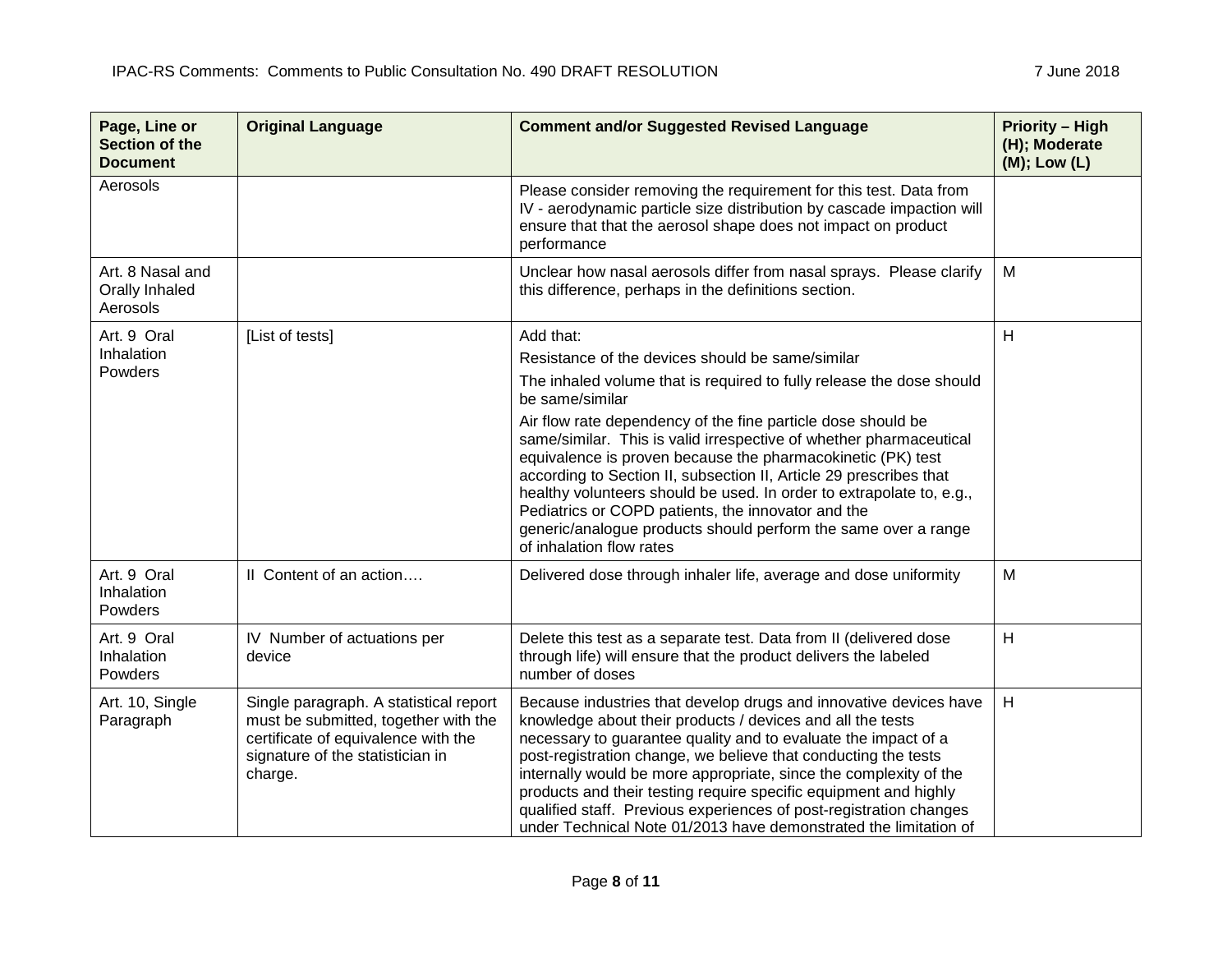| Page, Line or Section of the Document | Original Language | Comment and/or Suggested Revised Language | Priority – High (H); Moderate (M); Low (L) |
|---|---|---|---|
| Aerosols | | Please consider removing the requirement for this test. Data from IV - aerodynamic particle size distribution by cascade impaction will ensure that that the aerosol shape does not impact on product performance | |
| Art. 8 Nasal and Orally Inhaled Aerosols | | Unclear how nasal aerosols differ from nasal sprays. Please clarify this difference, perhaps in the definitions section. | M |
| Art. 9 Oral Inhalation Powders | [List of tests] | Add that:<br>Resistance of the devices should be same/similar<br>The inhaled volume that is required to fully release the dose should be same/similar<br>Air flow rate dependency of the fine particle dose should be same/similar. This is valid irrespective of whether pharmaceutical equivalence is proven because the pharmacokinetic (PK) test according to Section II, subsection II, Article 29 prescribes that healthy volunteers should be used. In order to extrapolate to, e.g., Pediatrics or COPD patients, the innovator and the generic/analogue products should perform the same over a range of inhalation flow rates | H |
| Art. 9 Oral Inhalation Powders | II Content of an action…. | Delivered dose through inhaler life, average and dose uniformity | M |
| Art. 9 Oral Inhalation Powders | IV Number of actuations per device | Delete this test as a separate test. Data from II (delivered dose through life) will ensure that the product delivers the labeled number of doses | H |
| Art. 10, Single Paragraph | Single paragraph. A statistical report must be submitted, together with the certificate of equivalence with the signature of the statistician in charge. | Because industries that develop drugs and innovative devices have knowledge about their products / devices and all the tests necessary to guarantee quality and to evaluate the impact of a post-registration change, we believe that conducting the tests internally would be more appropriate, since the complexity of the products and their testing require specific equipment and highly qualified staff. Previous experiences of post-registration changes under Technical Note 01/2013 have demonstrated the limitation of | H |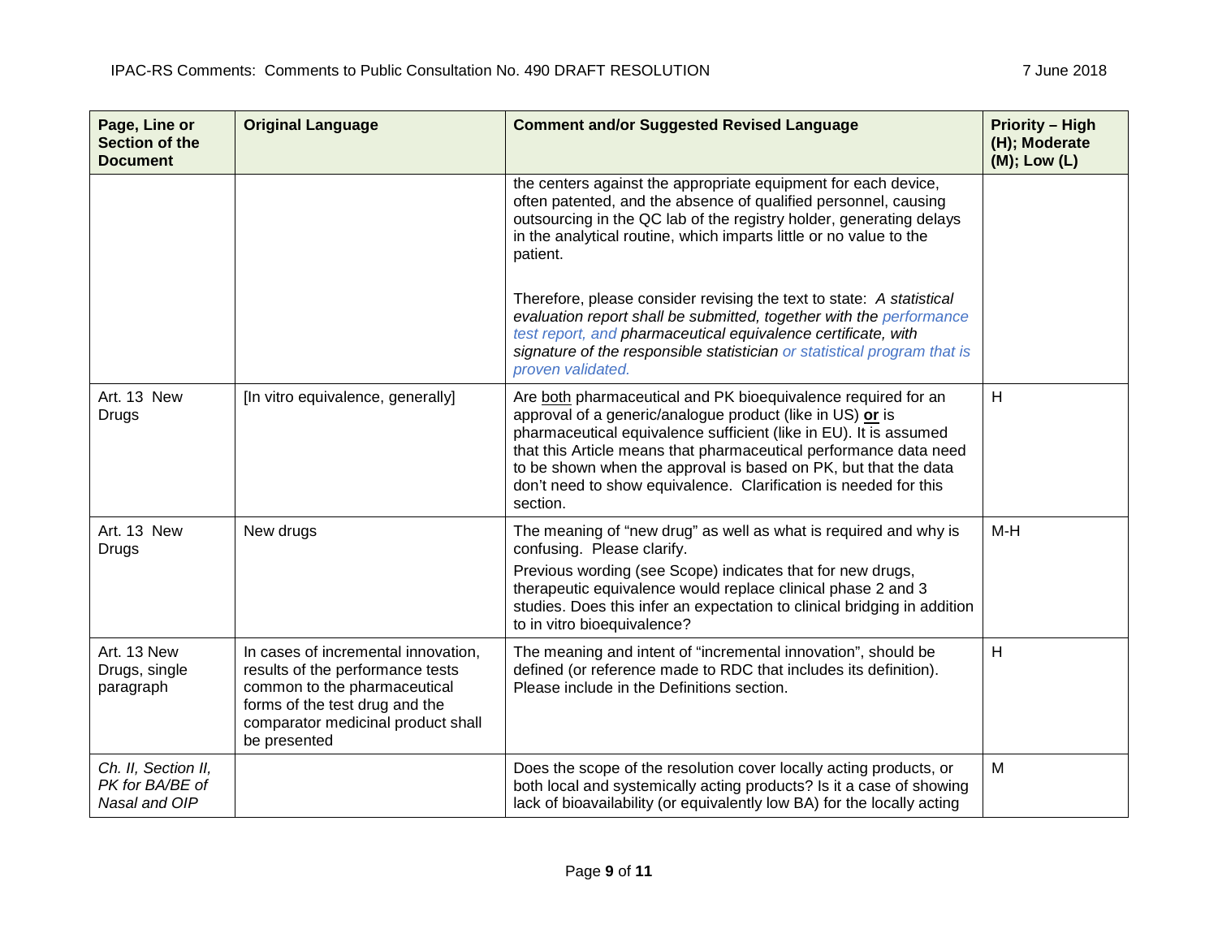| Page, Line or Section of the Document | Original Language | Comment and/or Suggested Revised Language | Priority – High (H); Moderate (M); Low (L) |
|---|---|---|---|
| | | the centers against the appropriate equipment for each device, often patented, and the absence of qualified personnel, causing outsourcing in the QC lab of the registry holder, generating delays in the analytical routine, which imparts little or no value to the patient.<br><br>Therefore, please consider revising the text to state: *A statistical evaluation report shall be submitted, together with the performance test report, and pharmaceutical equivalence certificate, with signature of the responsible statistician or statistical program that is proven validated.* | |
| Art. 13 New Drugs | [In vitro equivalence, generally] | Are <u>both</u> pharmaceutical and PK bioequivalence required for an approval of a generic/analogue product (like in US) **<u>or</u>** is pharmaceutical equivalence sufficient (like in EU). It is assumed that this Article means that pharmaceutical performance data need to be shown when the approval is based on PK, but that the data don't need to show equivalence. Clarification is needed for this section. | H |
| Art. 13 New Drugs | New drugs | The meaning of "new drug" as well as what is required and why is confusing. Please clarify.<br>Previous wording (see Scope) indicates that for new drugs, therapeutic equivalence would replace clinical phase 2 and 3 studies. Does this infer an expectation to clinical bridging in addition to in vitro bioequivalence? | M-H |
| Art. 13 New Drugs, single paragraph | In cases of incremental innovation, results of the performance tests common to the pharmaceutical forms of the test drug and the comparator medicinal product shall be presented | The meaning and intent of "incremental innovation", should be defined (or reference made to RDC that includes its definition). Please include in the Definitions section. | H |
| *Ch. II, Section II, PK for BA/BE of Nasal and OIP* | | Does the scope of the resolution cover locally acting products, or both local and systemically acting products? Is it a case of showing lack of bioavailability (or equivalently low BA) for the locally acting | M |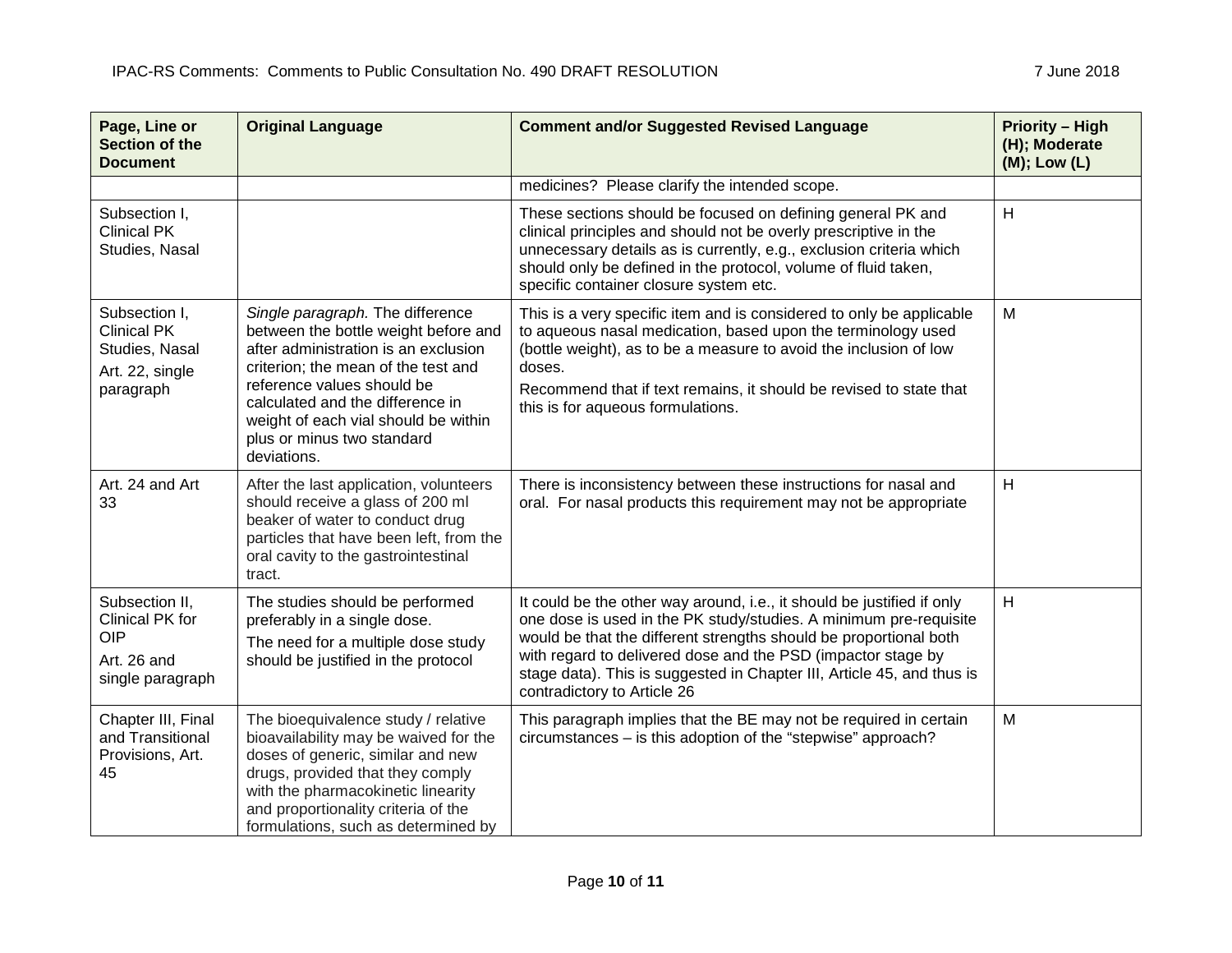| Page, Line or Section of the Document | Original Language | Comment and/or Suggested Revised Language | Priority – High (H); Moderate (M); Low (L) |
|---|---|---|---|
| | | medicines? Please clarify the intended scope. | |
| Subsection I, Clinical PK Studies, Nasal | | These sections should be focused on defining general PK and clinical principles and should not be overly prescriptive in the unnecessary details as is currently, e.g., exclusion criteria which should only be defined in the protocol, volume of fluid taken, specific container closure system etc. | H |
| Subsection I, Clinical PK Studies, Nasal<br>Art. 22, single paragraph | *Single paragraph.* The difference between the bottle weight before and after administration is an exclusion criterion; the mean of the test and reference values should be calculated and the difference in weight of each vial should be within plus or minus two standard deviations. | This is a very specific item and is considered to only be applicable to aqueous nasal medication, based upon the terminology used (bottle weight), as to be a measure to avoid the inclusion of low doses.<br>Recommend that if text remains, it should be revised to state that this is for aqueous formulations. | M |
| Art. 24 and Art 33 | After the last application, volunteers should receive a glass of 200 ml beaker of water to conduct drug particles that have been left, from the oral cavity to the gastrointestinal tract. | There is inconsistency between these instructions for nasal and oral. For nasal products this requirement may not be appropriate | H |
| Subsection II, Clinical PK for OIP<br>Art. 26 and single paragraph | The studies should be performed preferably in a single dose.<br>The need for a multiple dose study should be justified in the protocol | It could be the other way around, i.e., it should be justified if only one dose is used in the PK study/studies. A minimum pre-requisite would be that the different strengths should be proportional both with regard to delivered dose and the PSD (impactor stage by stage data). This is suggested in Chapter III, Article 45, and thus is contradictory to Article 26 | H |
| Chapter III, Final and Transitional Provisions, Art. 45 | The bioequivalence study / relative bioavailability may be waived for the doses of generic, similar and new drugs, provided that they comply with the pharmacokinetic linearity and proportionality criteria of the formulations, such as determined by | This paragraph implies that the BE may not be required in certain circumstances – is this adoption of the "stepwise" approach? | M |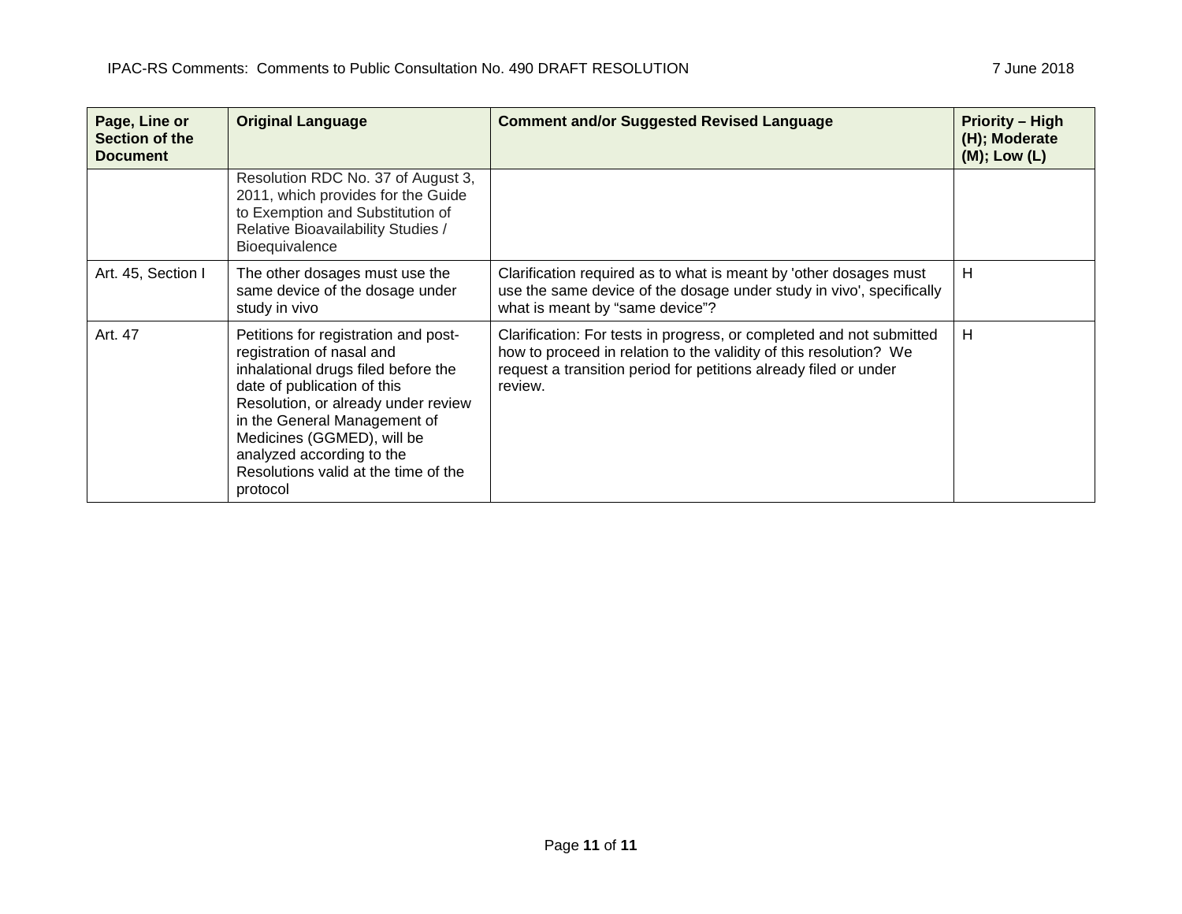| Page, Line or Section of the Document | Original Language | Comment and/or Suggested Revised Language | Priority – High (H); Moderate (M); Low (L) |
| --- | --- | --- | --- |
| | Resolution RDC No. 37 of August 3, 2011, which provides for the Guide to Exemption and Substitution of Relative Bioavailability Studies / Bioequivalence | | |
| Art. 45, Section I | The other dosages must use the same device of the dosage under study in vivo | Clarification required as to what is meant by 'other dosages must use the same device of the dosage under study in vivo', specifically what is meant by "same device"? | H |
| Art. 47 | Petitions for registration and post-registration of nasal and inhalational drugs filed before the date of publication of this Resolution, or already under review in the General Management of Medicines (GGMED), will be analyzed according to the Resolutions valid at the time of the protocol | Clarification: For tests in progress, or completed and not submitted how to proceed in relation to the validity of this resolution? We request a transition period for petitions already filed or under review. | H |